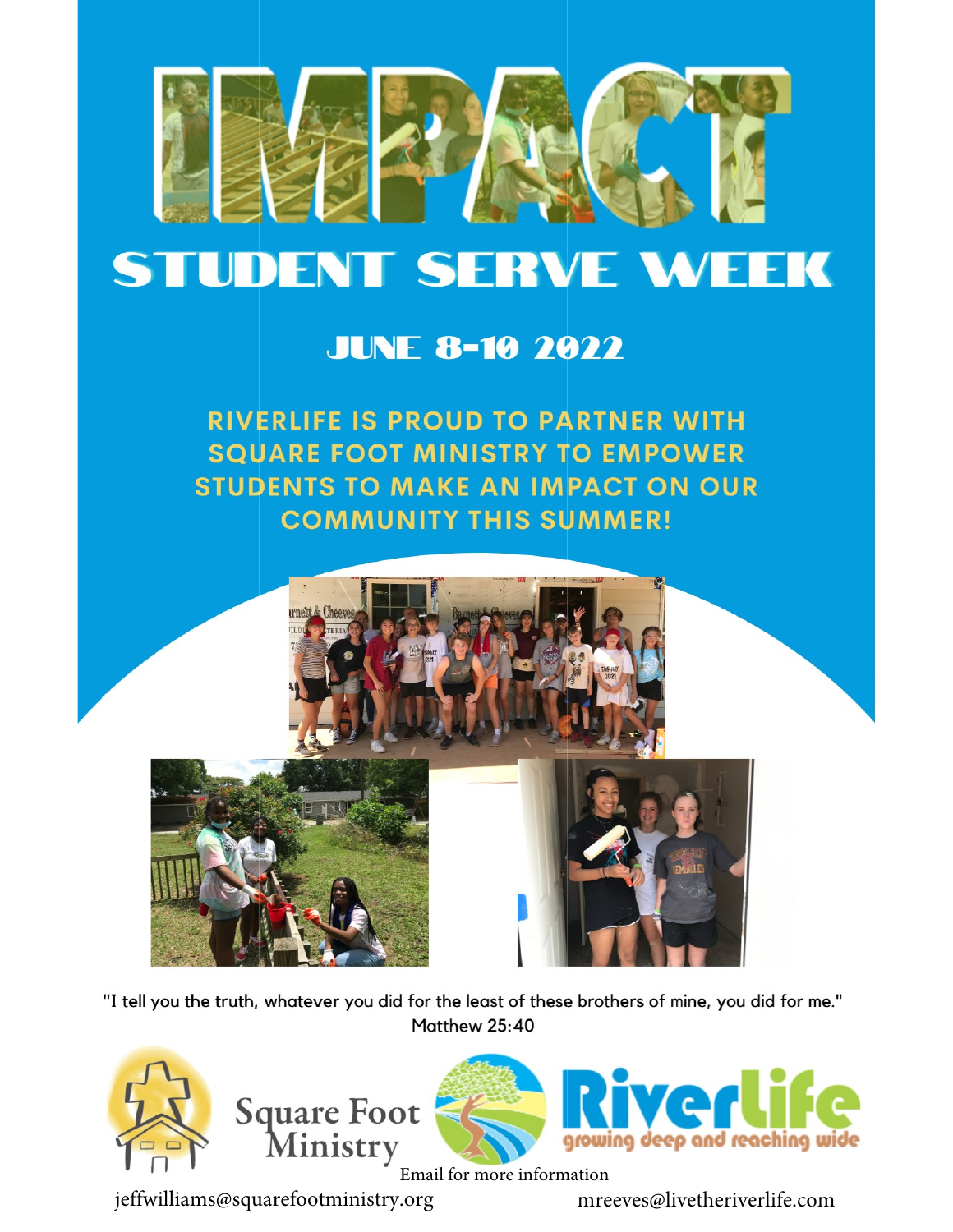# IMPACT

## STUDENT SERVE WEEK

### JUNE 8-10 2022

**RIVERLIFE IS PROUD TO PARTNER WITH SQUARE FOOT MINISTRY TO EMPOWER STUDENTS TO MAKE AN IMPACT ON OUR COMMUNITY THIS SUMMER!**

"I tell you the truth, whatever you did for the least of these brothers of mine, you did for me."
Matthew 25:40

Square Foot Ministry

Riverlife
growing deep and reaching wide

Email for more information

jeffwilliams@squarefootministry.org

mreeves@livetheriverlife.com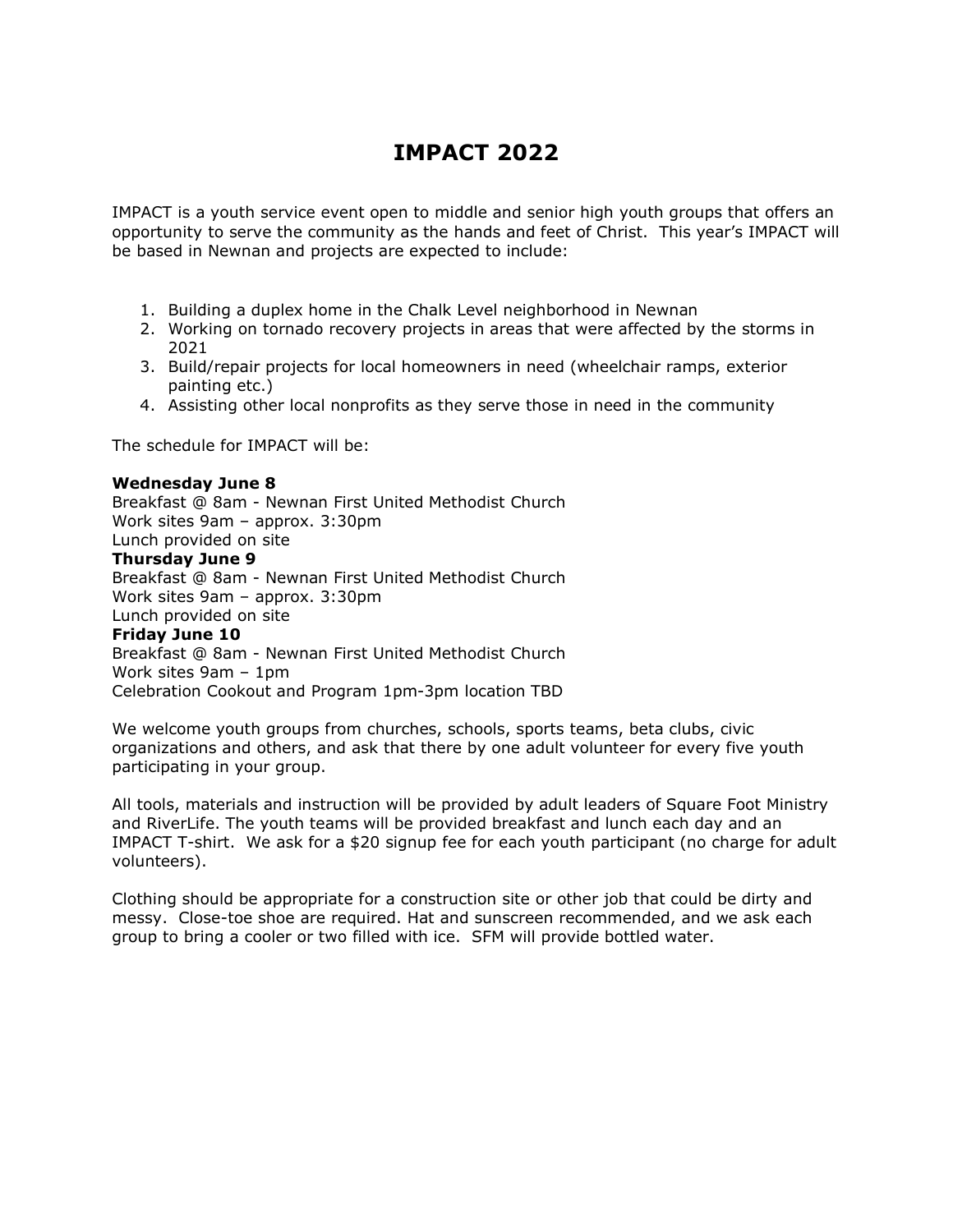# IMPACT 2022

IMPACT is a youth service event open to middle and senior high youth groups that offers an opportunity to serve the community as the hands and feet of Christ. This year's IMPACT will be based in Newnan and projects are expected to include:

1. Building a duplex home in the Chalk Level neighborhood in Newnan
2. Working on tornado recovery projects in areas that were affected by the storms in 2021
3. Build/repair projects for local homeowners in need (wheelchair ramps, exterior painting etc.)
4. Assisting other local nonprofits as they serve those in need in the community

The schedule for IMPACT will be:

**Wednesday June 8**
Breakfast @ 8am - Newnan First United Methodist Church
Work sites 9am – approx. 3:30pm
Lunch provided on site

**Thursday June 9**
Breakfast @ 8am - Newnan First United Methodist Church
Work sites 9am – approx. 3:30pm
Lunch provided on site

**Friday June 10**
Breakfast @ 8am - Newnan First United Methodist Church
Work sites 9am – 1pm
Celebration Cookout and Program 1pm-3pm location TBD

We welcome youth groups from churches, schools, sports teams, beta clubs, civic organizations and others, and ask that there by one adult volunteer for every five youth participating in your group.

All tools, materials and instruction will be provided by adult leaders of Square Foot Ministry and RiverLife. The youth teams will be provided breakfast and lunch each day and an IMPACT T-shirt. We ask for a $20 signup fee for each youth participant (no charge for adult volunteers).

Clothing should be appropriate for a construction site or other job that could be dirty and messy. Close-toe shoe are required. Hat and sunscreen recommended, and we ask each group to bring a cooler or two filled with ice. SFM will provide bottled water.